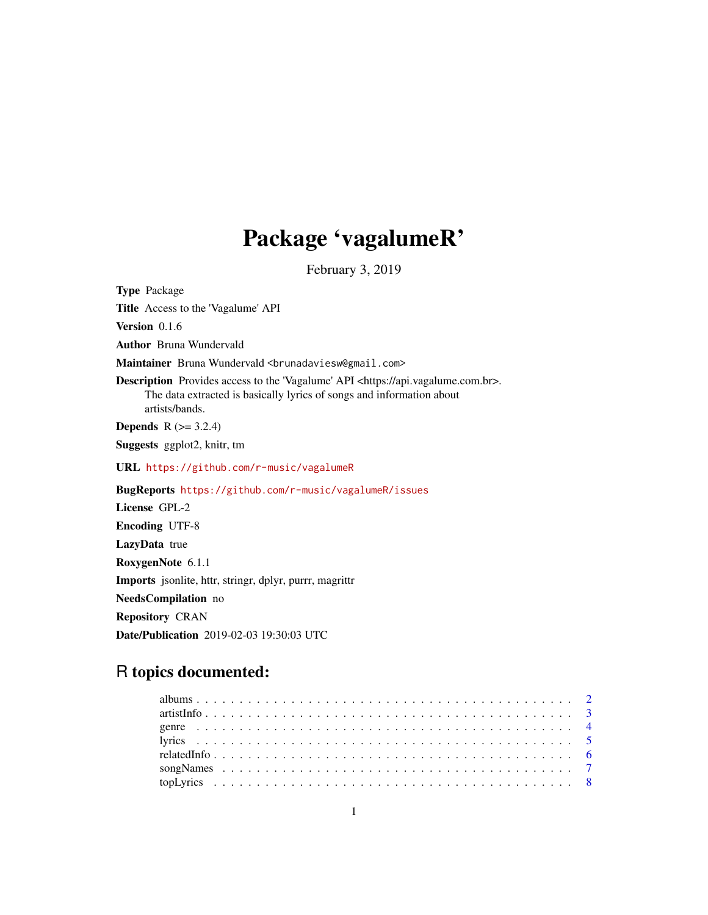# Package 'vagalumeR'

February 3, 2019

**Type** Package

**Title** Access to the 'Vagalume' API

**Version** 0.1.6

**Author** Bruna Wundervald

**Maintainer** Bruna Wundervald <brunadaviesw@gmail.com>

**Description** Provides access to the 'Vagalume' API <https://api.vagalume.com.br>. The data extracted is basically lyrics of songs and information about artists/bands.

**Depends** R (>= 3.2.4)

**Suggests** ggplot2, knitr, tm

**URL** https://github.com/r-music/vagalumeR

**BugReports** https://github.com/r-music/vagalumeR/issues

**License** GPL-2

**Encoding** UTF-8

**LazyData** true

**RoxygenNote** 6.1.1

**Imports** jsonlite, httr, stringr, dplyr, purrr, magrittr

**NeedsCompilation** no

**Repository** CRAN

**Date/Publication** 2019-02-03 19:30:03 UTC

## R topics documented:

- albums . . . . . . . . . . . . . . . . . . . . . . . . . . . . . . . . . . . . . . . . . . 2
- artistInfo . . . . . . . . . . . . . . . . . . . . . . . . . . . . . . . . . . . . . . . . 3
- genre . . . . . . . . . . . . . . . . . . . . . . . . . . . . . . . . . . . . . . . . . . 4
- lyrics . . . . . . . . . . . . . . . . . . . . . . . . . . . . . . . . . . . . . . . . . . 5
- relatedInfo . . . . . . . . . . . . . . . . . . . . . . . . . . . . . . . . . . . . . . . 6
- songNames . . . . . . . . . . . . . . . . . . . . . . . . . . . . . . . . . . . . . . . 7
- topLyrics . . . . . . . . . . . . . . . . . . . . . . . . . . . . . . . . . . . . . . . . 8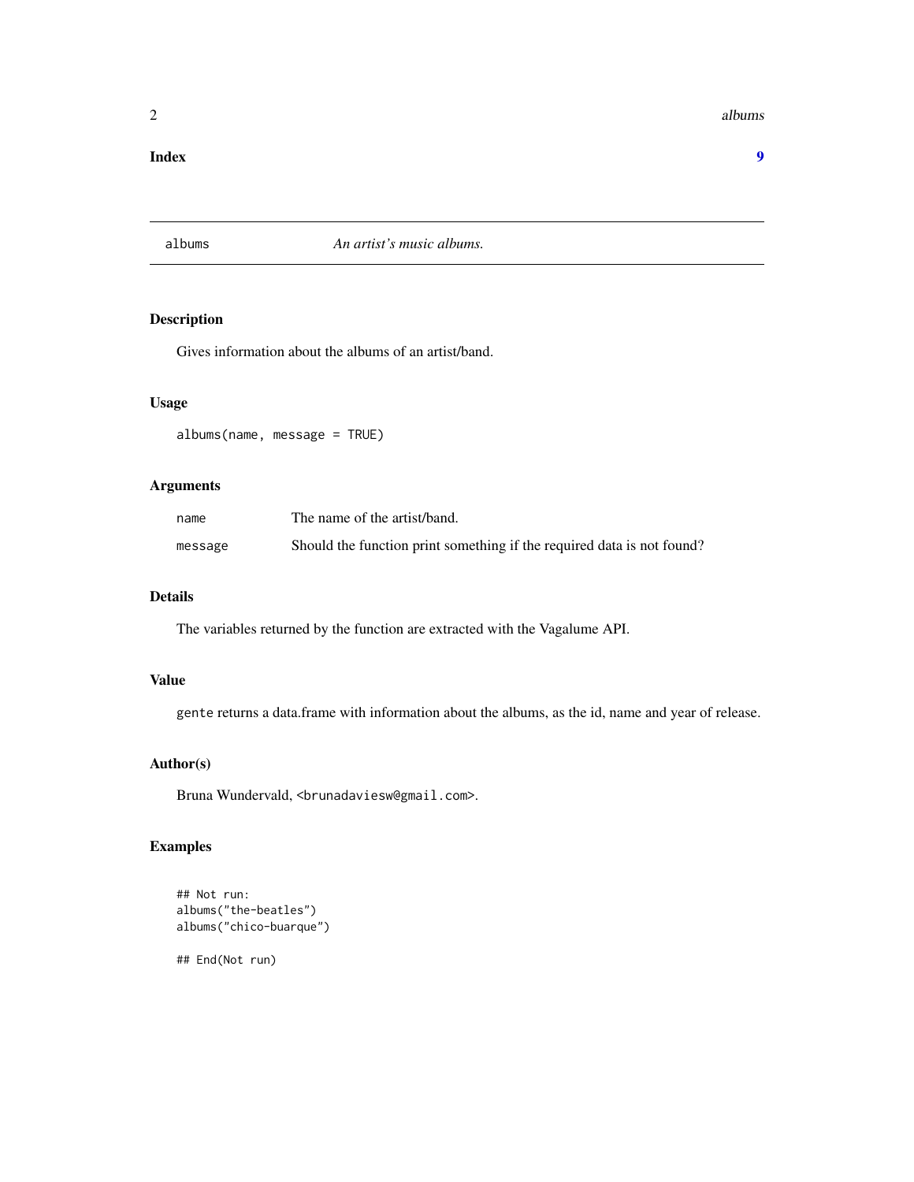**Index** **9**

---

| albums | *An artist's music albums.* |
| --- | --- |

## Description

Gives information about the albums of an artist/band.

## Usage

```
albums(name, message = TRUE)
```

## Arguments

| | |
| --- | --- |
| `name` | The name of the artist/band. |
| `message` | Should the function print something if the required data is not found? |

## Details

The variables returned by the function are extracted with the Vagalume API.

## Value

`gente` returns a data.frame with information about the albums, as the id, name and year of release.

## Author(s)

Bruna Wundervald, `<brunadaviesw@gmail.com>`.

## Examples

```
## Not run:
albums("the-beatles")
albums("chico-buarque")

## End(Not run)
```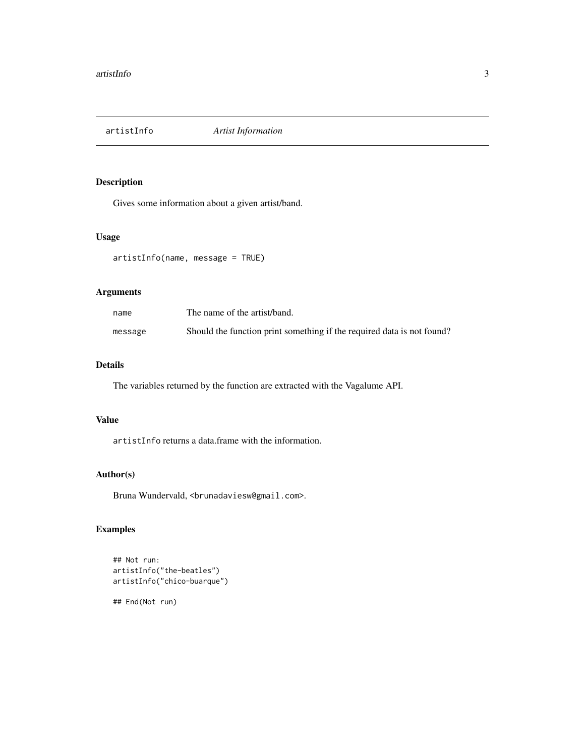# artistInfo *Artist Information*

## Description

Gives some information about a given artist/band.

## Usage

```
artistInfo(name, message = TRUE)
```

## Arguments

| | |
|---|---|
| name | The name of the artist/band. |
| message | Should the function print something if the required data is not found? |

## Details

The variables returned by the function are extracted with the Vagalume API.

## Value

`artistInfo` returns a data.frame with the information.

## Author(s)

Bruna Wundervald, <brunadaviesw@gmail.com>.

## Examples

```
## Not run:
artistInfo("the-beatles")
artistInfo("chico-buarque")

## End(Not run)
```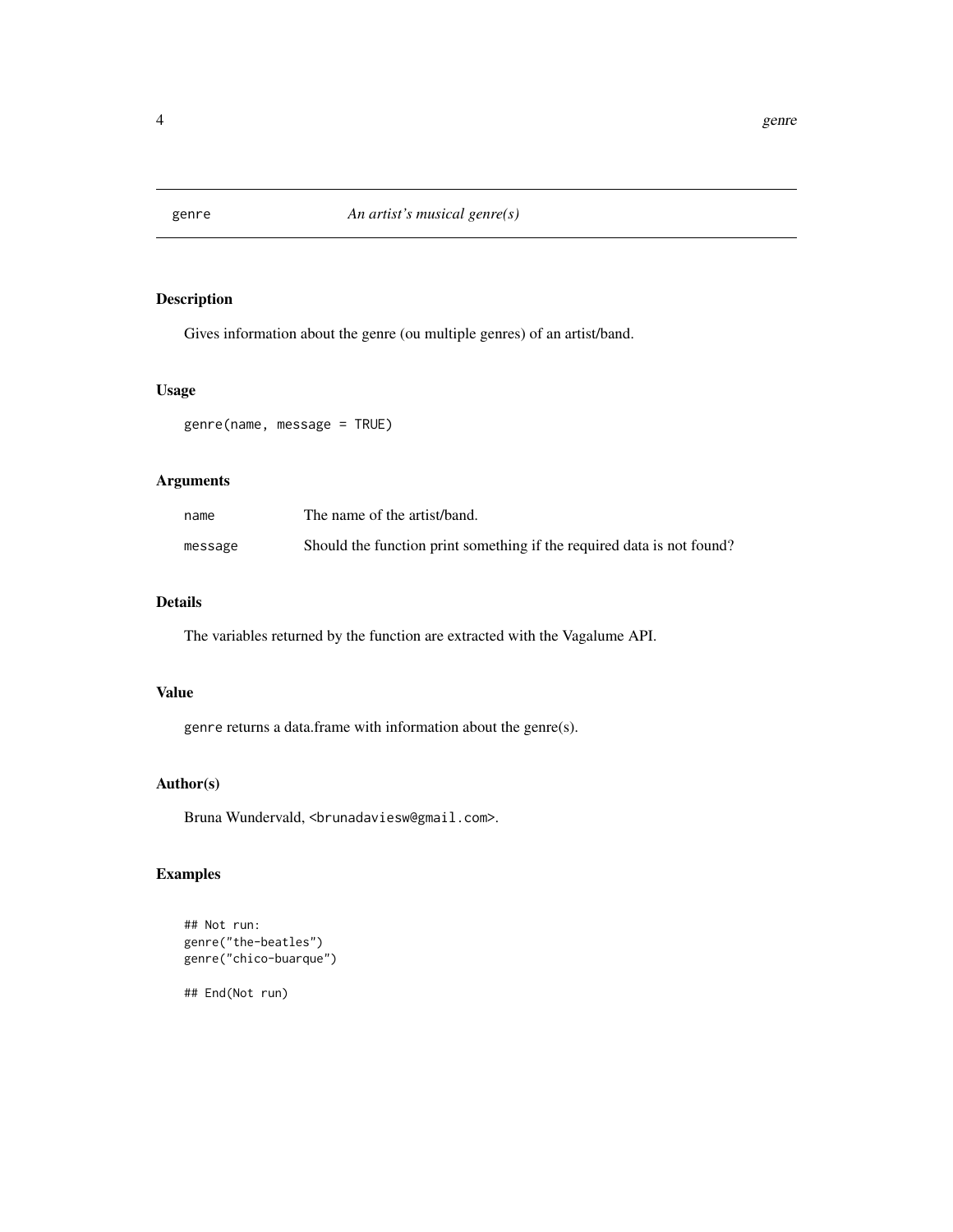# genre — *An artist's musical genre(s)*

## Description

Gives information about the genre (ou multiple genres) of an artist/band.

## Usage

```
genre(name, message = TRUE)
```

## Arguments

| | |
|---|---|
| `name` | The name of the artist/band. |
| `message` | Should the function print something if the required data is not found? |

## Details

The variables returned by the function are extracted with the Vagalume API.

## Value

`genre` returns a data.frame with information about the genre(s).

## Author(s)

Bruna Wundervald, `<brunadaviesw@gmail.com>`.

## Examples

```
## Not run:
genre("the-beatles")
genre("chico-buarque")

## End(Not run)
```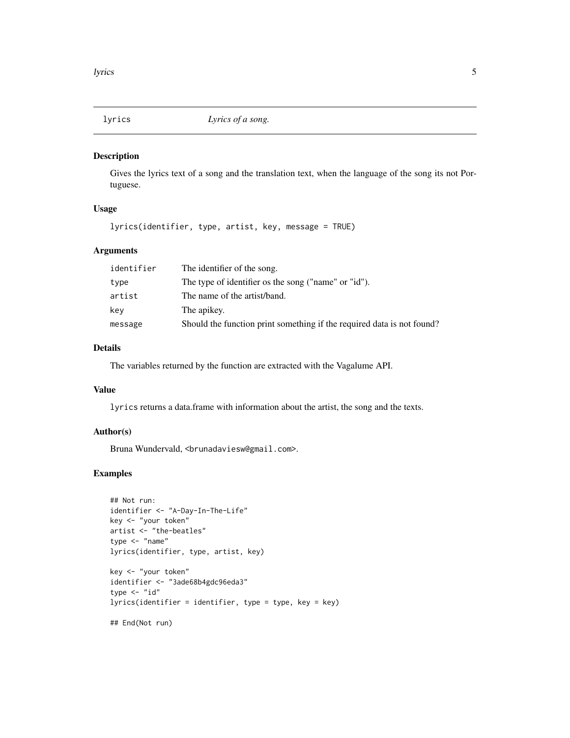# lyrics *Lyrics of a song.*

## Description

Gives the lyrics text of a song and the translation text, when the language of the song its not Portuguese.

## Usage

```
lyrics(identifier, type, artist, key, message = TRUE)
```

## Arguments

| | |
|---|---|
| identifier | The identifier of the song. |
| type | The type of identifier os the song ("name" or "id"). |
| artist | The name of the artist/band. |
| key | The apikey. |
| message | Should the function print something if the required data is not found? |

## Details

The variables returned by the function are extracted with the Vagalume API.

## Value

`lyrics` returns a data.frame with information about the artist, the song and the texts.

## Author(s)

Bruna Wundervald, <brunadaviesw@gmail.com>.

## Examples

```
## Not run:
identifier <- "A-Day-In-The-Life"
key <- "your token"
artist <- "the-beatles"
type <- "name"
lyrics(identifier, type, artist, key)

key <- "your token"
identifier <- "3ade68b4gdc96eda3"
type <- "id"
lyrics(identifier = identifier, type = type, key = key)

## End(Not run)
```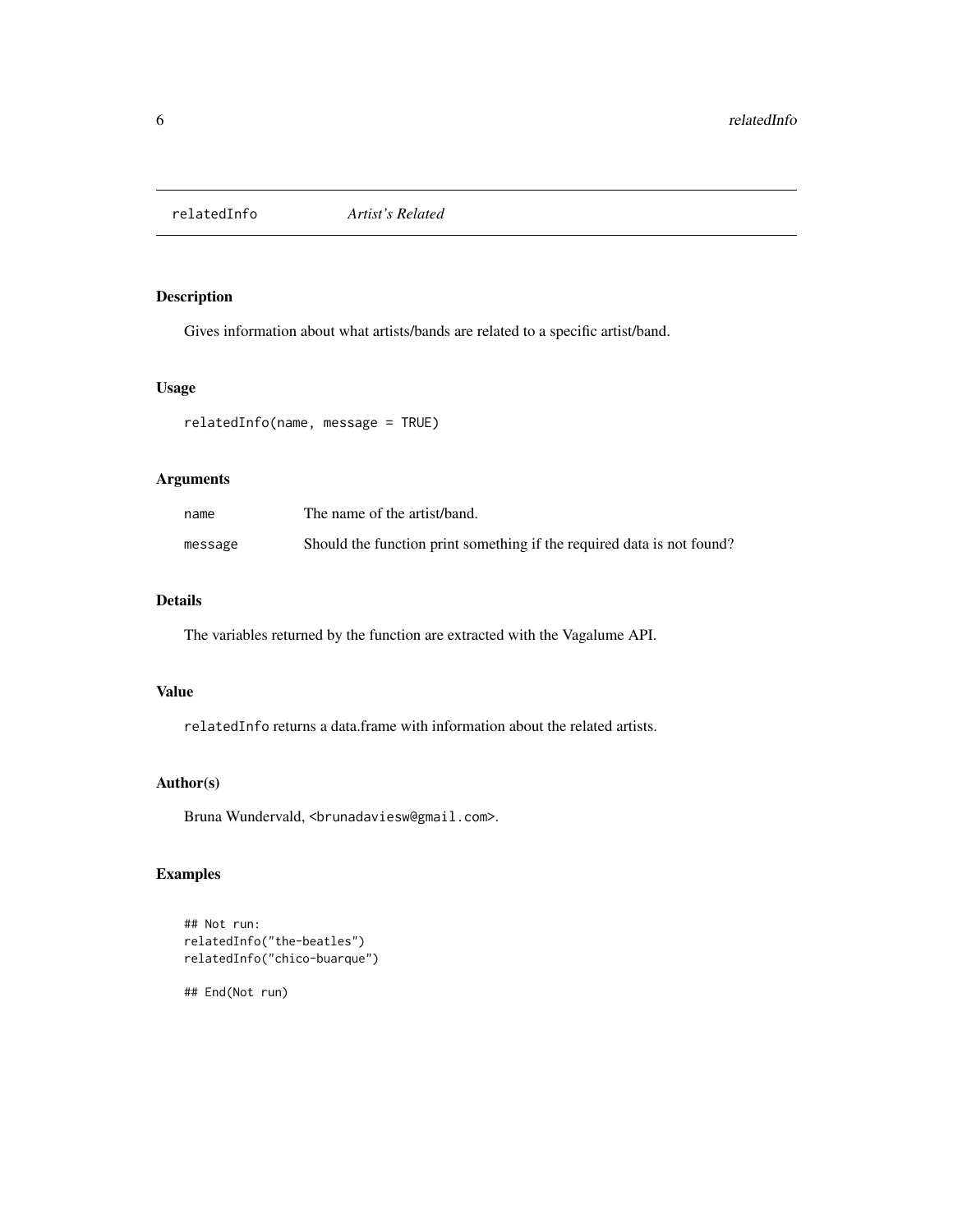# relatedInfo *Artist's Related*

## Description

Gives information about what artists/bands are related to a specific artist/band.

## Usage

```
relatedInfo(name, message = TRUE)
```

## Arguments

| | |
|---|---|
| name | The name of the artist/band. |
| message | Should the function print something if the required data is not found? |

## Details

The variables returned by the function are extracted with the Vagalume API.

## Value

`relatedInfo` returns a data.frame with information about the related artists.

## Author(s)

Bruna Wundervald, <brunadaviesw@gmail.com>.

## Examples

```
## Not run:
relatedInfo("the-beatles")
relatedInfo("chico-buarque")

## End(Not run)
```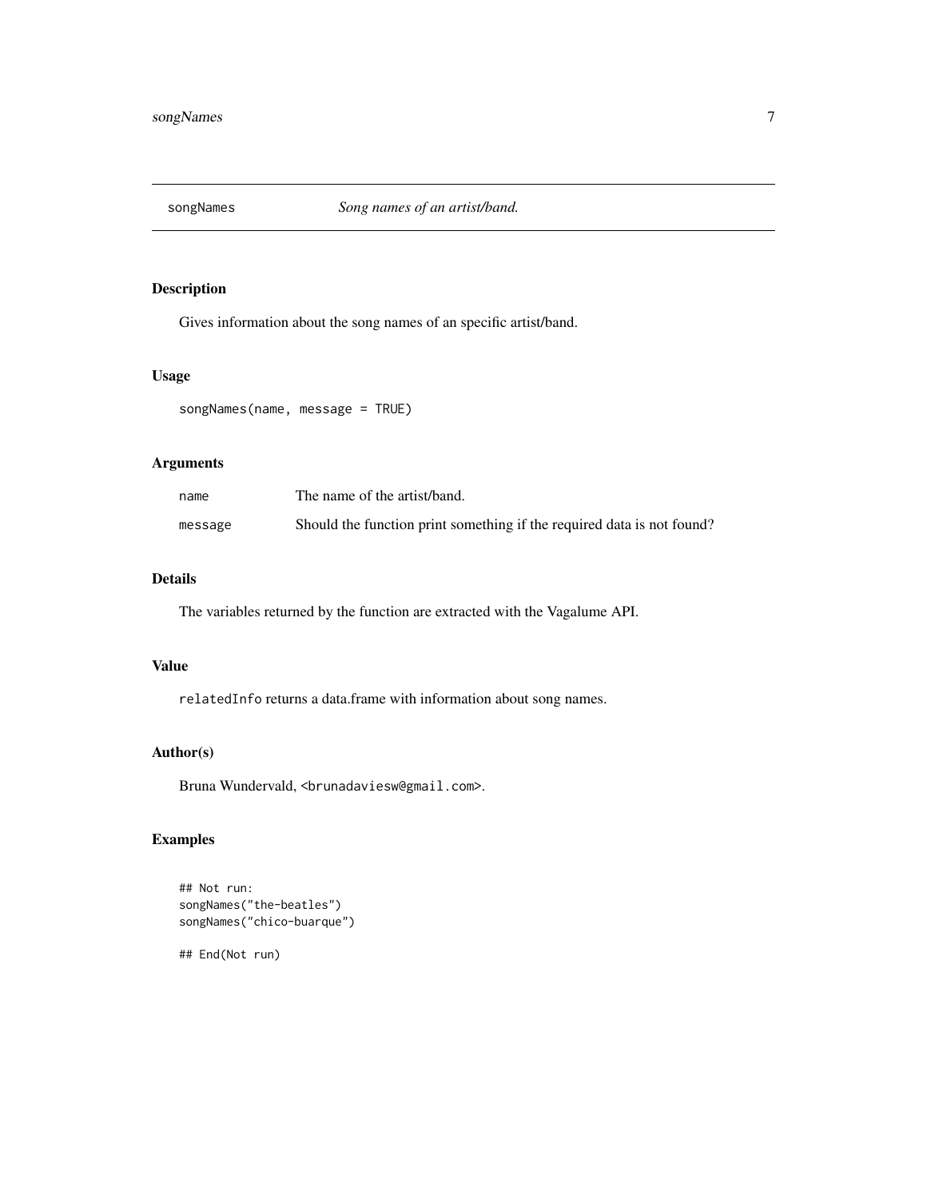# songNames — *Song names of an artist/band.*

## Description

Gives information about the song names of an specific artist/band.

## Usage

```
songNames(name, message = TRUE)
```

## Arguments

| | |
|---|---|
| `name` | The name of the artist/band. |
| `message` | Should the function print something if the required data is not found? |

## Details

The variables returned by the function are extracted with the Vagalume API.

## Value

`relatedInfo` returns a data.frame with information about song names.

## Author(s)

Bruna Wundervald, <brunadaviesw@gmail.com>.

## Examples

```
## Not run:
songNames("the-beatles")
songNames("chico-buarque")

## End(Not run)
```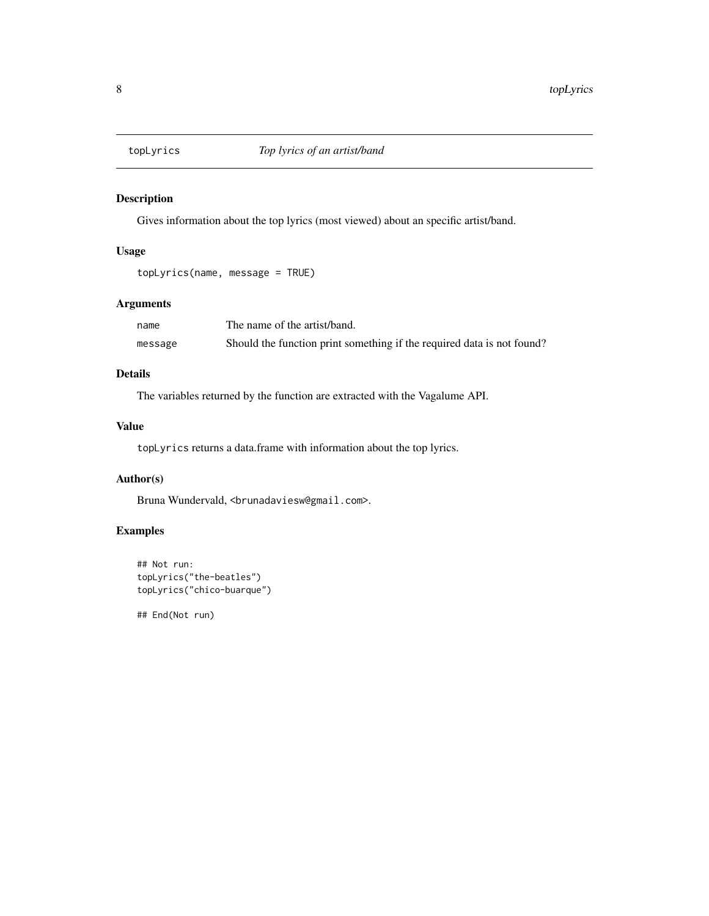## topLyrics *Top lyrics of an artist/band*

### Description

Gives information about the top lyrics (most viewed) about an specific artist/band.

### Usage

```
topLyrics(name, message = TRUE)
```

### Arguments

| | |
|---|---|
| name | The name of the artist/band. |
| message | Should the function print something if the required data is not found? |

### Details

The variables returned by the function are extracted with the Vagalume API.

### Value

`topLyrics` returns a data.frame with information about the top lyrics.

### Author(s)

Bruna Wundervald, <brunadaviesw@gmail.com>.

### Examples

```
## Not run:
topLyrics("the-beatles")
topLyrics("chico-buarque")

## End(Not run)
```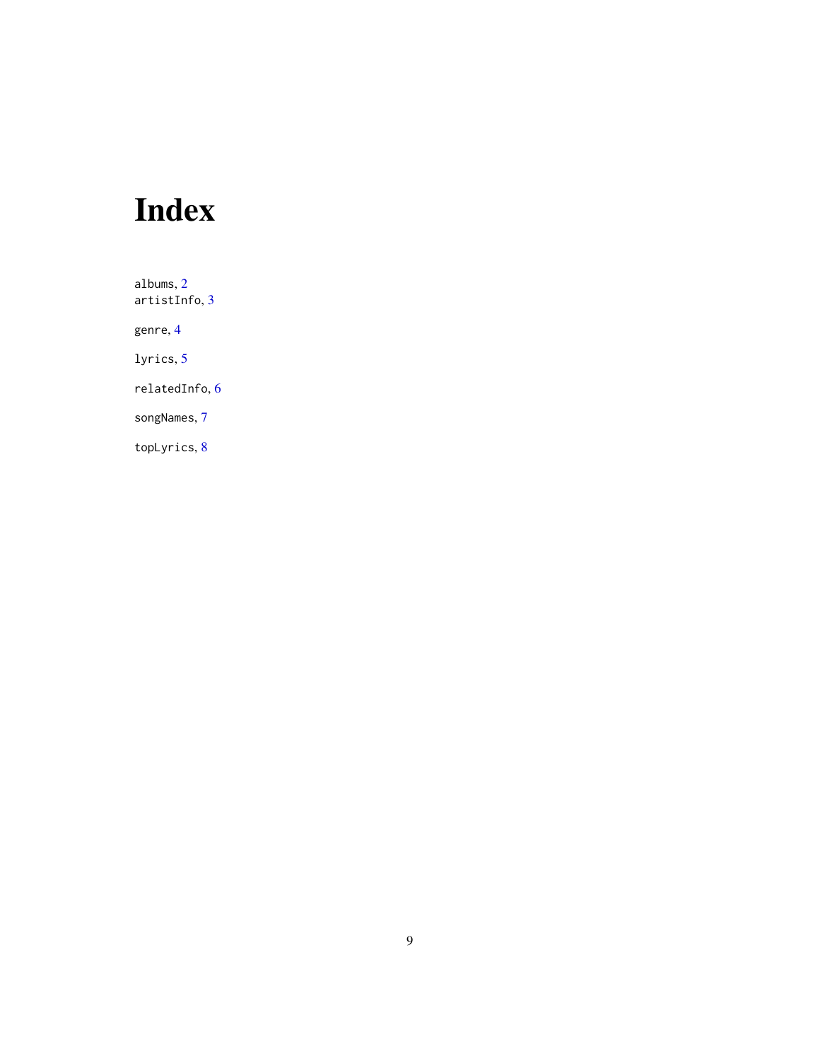# Index

albums, 2
artistInfo, 3

genre, 4

lyrics, 5

relatedInfo, 6

songNames, 7

topLyrics, 8